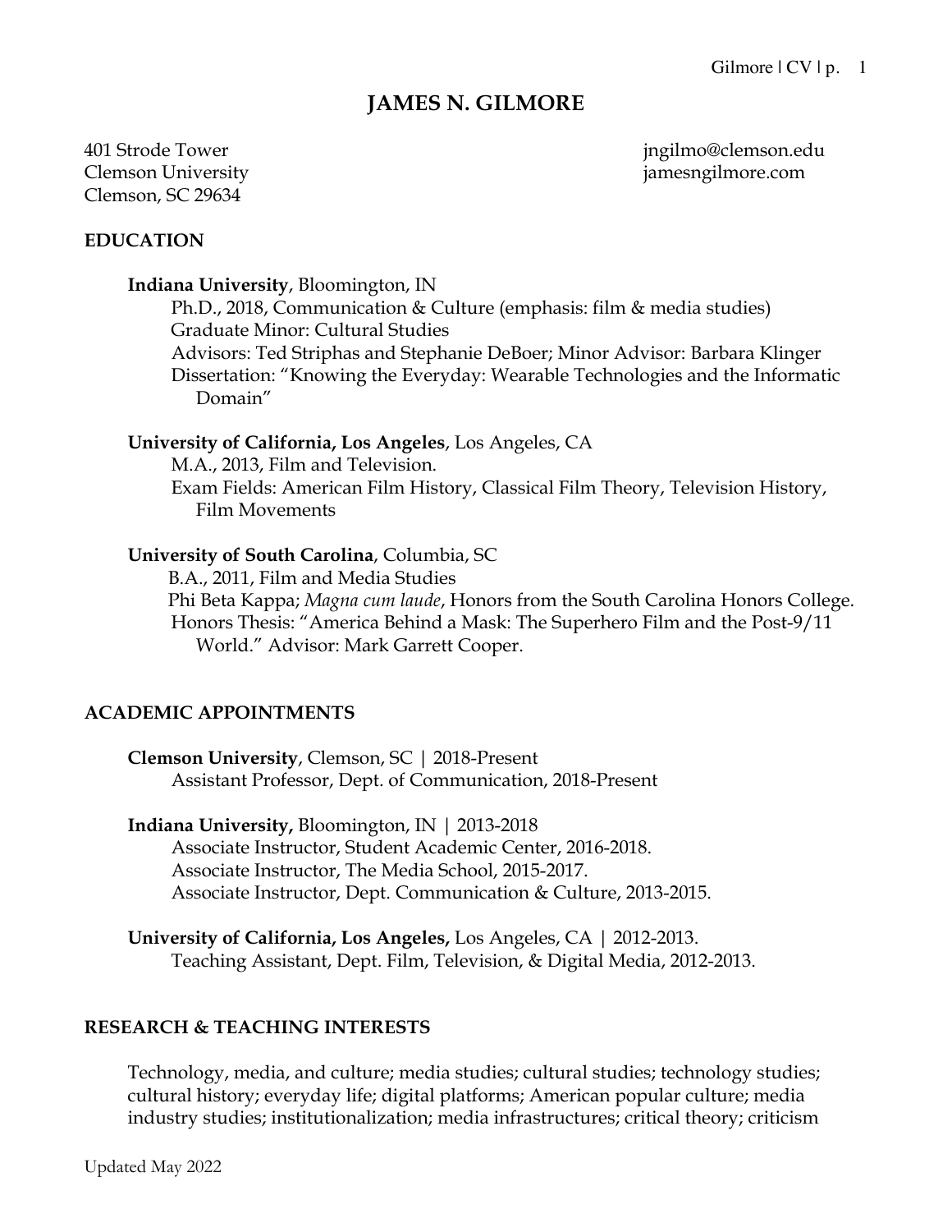# JAMES N. GILMORE

401 Strode Tower
Clemson University
Clemson, SC 29634

jngilmo@clemson.edu
jamesngilmore.com

## EDUCATION

**Indiana University**, Bloomington, IN
Ph.D., 2018, Communication & Culture (emphasis: film & media studies)
Graduate Minor: Cultural Studies
Advisors: Ted Striphas and Stephanie DeBoer; Minor Advisor: Barbara Klinger
Dissertation: "Knowing the Everyday: Wearable Technologies and the Informatic Domain"

**University of California, Los Angeles**, Los Angeles, CA
M.A., 2013, Film and Television.
Exam Fields: American Film History, Classical Film Theory, Television History, Film Movements

**University of South Carolina**, Columbia, SC
B.A., 2011, Film and Media Studies
Phi Beta Kappa; *Magna cum laude*, Honors from the South Carolina Honors College.
Honors Thesis: "America Behind a Mask: The Superhero Film and the Post-9/11 World." Advisor: Mark Garrett Cooper.

## ACADEMIC APPOINTMENTS

**Clemson University**, Clemson, SC | 2018-Present
Assistant Professor, Dept. of Communication, 2018-Present

**Indiana University,** Bloomington, IN | 2013-2018
Associate Instructor, Student Academic Center, 2016-2018.
Associate Instructor, The Media School, 2015-2017.
Associate Instructor, Dept. Communication & Culture, 2013-2015.

**University of California, Los Angeles,** Los Angeles, CA | 2012-2013.
Teaching Assistant, Dept. Film, Television, & Digital Media, 2012-2013.

## RESEARCH & TEACHING INTERESTS

Technology, media, and culture; media studies; cultural studies; technology studies; cultural history; everyday life; digital platforms; American popular culture; media industry studies; institutionalization; media infrastructures; critical theory; criticism

Updated May 2022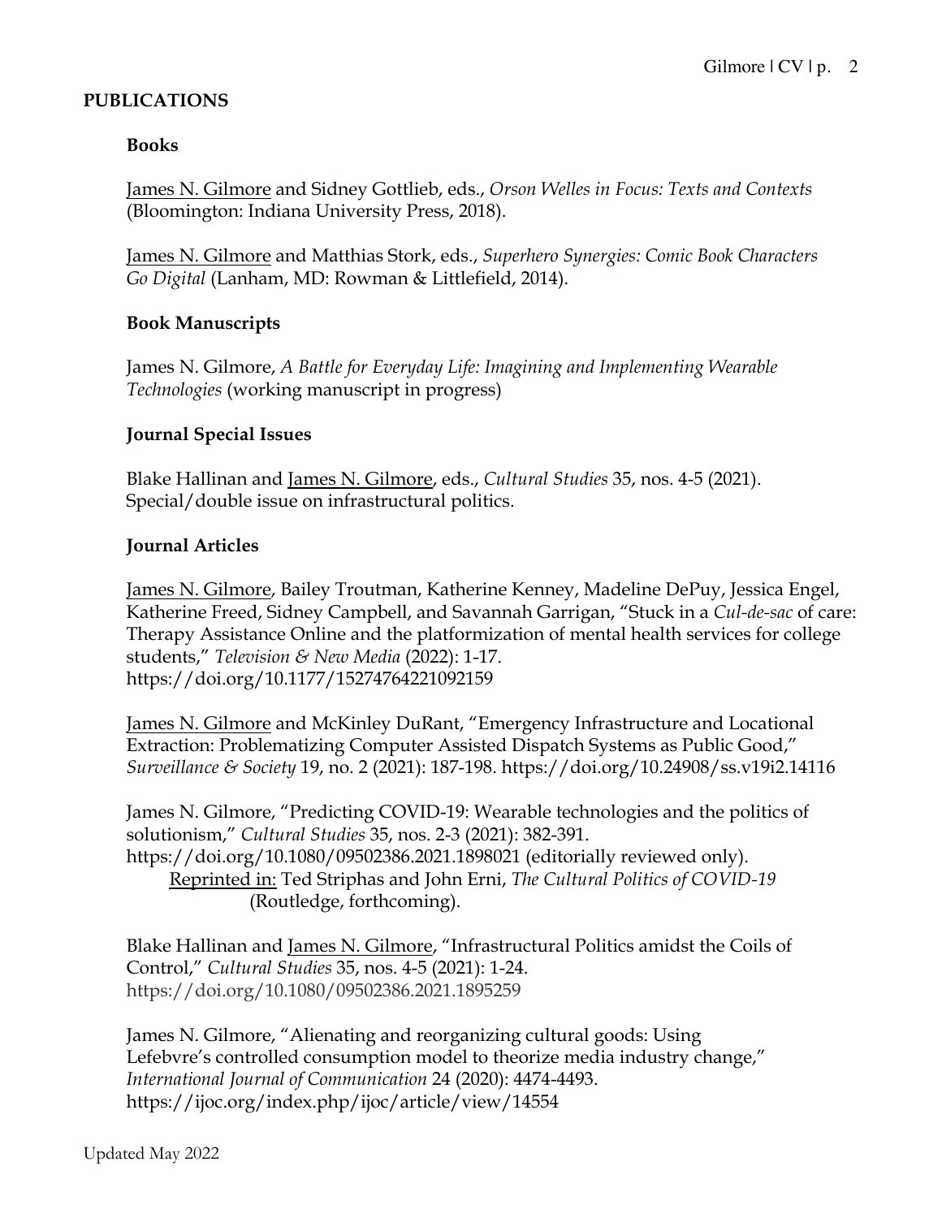## PUBLICATIONS

### Books

James N. Gilmore and Sidney Gottlieb, eds., *Orson Welles in Focus: Texts and Contexts* (Bloomington: Indiana University Press, 2018).

James N. Gilmore and Matthias Stork, eds., *Superhero Synergies: Comic Book Characters Go Digital* (Lanham, MD: Rowman & Littlefield, 2014).

### Book Manuscripts

James N. Gilmore, *A Battle for Everyday Life: Imagining and Implementing Wearable Technologies* (working manuscript in progress)

### Journal Special Issues

Blake Hallinan and James N. Gilmore, eds., *Cultural Studies* 35, nos. 4-5 (2021). Special/double issue on infrastructural politics.

### Journal Articles

James N. Gilmore, Bailey Troutman, Katherine Kenney, Madeline DePuy, Jessica Engel, Katherine Freed, Sidney Campbell, and Savannah Garrigan, "Stuck in a *Cul-de-sac* of care: Therapy Assistance Online and the platformization of mental health services for college students," *Television & New Media* (2022): 1-17. https://doi.org/10.1177/15274764221092159

James N. Gilmore and McKinley DuRant, "Emergency Infrastructure and Locational Extraction: Problematizing Computer Assisted Dispatch Systems as Public Good," *Surveillance & Society* 19, no. 2 (2021): 187-198. https://doi.org/10.24908/ss.v19i2.14116

James N. Gilmore, "Predicting COVID-19: Wearable technologies and the politics of solutionism," *Cultural Studies* 35, nos. 2-3 (2021): 382-391. https://doi.org/10.1080/09502386.2021.1898021 (editorially reviewed only).
Reprinted in: Ted Striphas and John Erni, *The Cultural Politics of COVID-19* (Routledge, forthcoming).

Blake Hallinan and James N. Gilmore, "Infrastructural Politics amidst the Coils of Control," *Cultural Studies* 35, nos. 4-5 (2021): 1-24. https://doi.org/10.1080/09502386.2021.1895259

James N. Gilmore, "Alienating and reorganizing cultural goods: Using Lefebvre's controlled consumption model to theorize media industry change," *International Journal of Communication* 24 (2020): 4474-4493. https://ijoc.org/index.php/ijoc/article/view/14554

Updated May 2022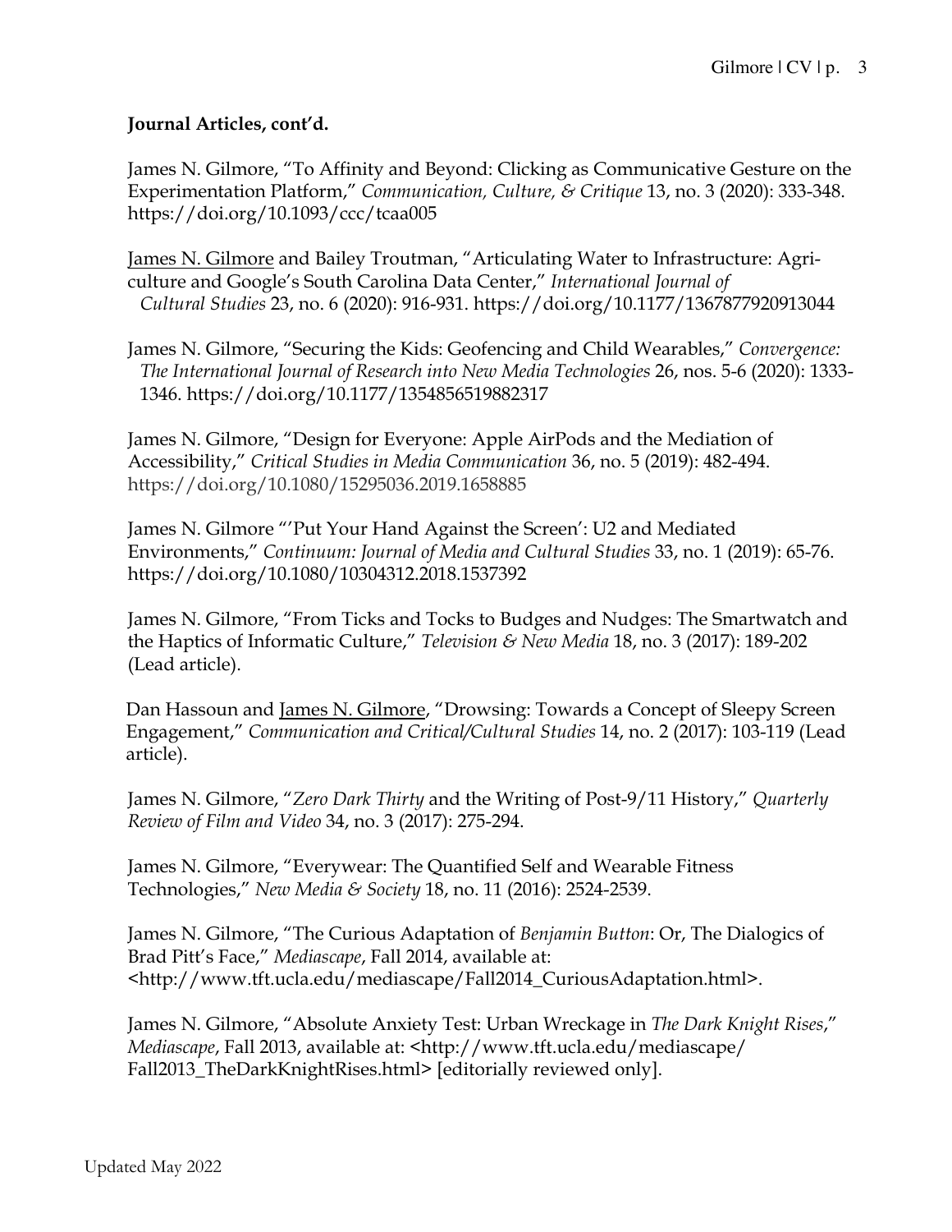**Journal Articles, cont'd.**

James N. Gilmore, "To Affinity and Beyond: Clicking as Communicative Gesture on the Experimentation Platform," *Communication, Culture, & Critique* 13, no. 3 (2020): 333-348. https://doi.org/10.1093/ccc/tcaa005

<u>James N. Gilmore</u> and Bailey Troutman, "Articulating Water to Infrastructure: Agriculture and Google's South Carolina Data Center," *International Journal of Cultural Studies* 23, no. 6 (2020): 916-931. https://doi.org/10.1177/1367877920913044

James N. Gilmore, "Securing the Kids: Geofencing and Child Wearables," *Convergence: The International Journal of Research into New Media Technologies* 26, nos. 5-6 (2020): 1333-1346. https://doi.org/10.1177/1354856519882317

James N. Gilmore, "Design for Everyone: Apple AirPods and the Mediation of Accessibility," *Critical Studies in Media Communication* 36, no. 5 (2019): 482-494. https://doi.org/10.1080/15295036.2019.1658885

James N. Gilmore "'Put Your Hand Against the Screen': U2 and Mediated Environments," *Continuum: Journal of Media and Cultural Studies* 33, no. 1 (2019): 65-76. https://doi.org/10.1080/10304312.2018.1537392

James N. Gilmore, "From Ticks and Tocks to Budges and Nudges: The Smartwatch and the Haptics of Informatic Culture," *Television & New Media* 18, no. 3 (2017): 189-202 (Lead article).

Dan Hassoun and <u>James N. Gilmore</u>, "Drowsing: Towards a Concept of Sleepy Screen Engagement," *Communication and Critical/Cultural Studies* 14, no. 2 (2017): 103-119 (Lead article).

James N. Gilmore, "*Zero Dark Thirty* and the Writing of Post-9/11 History," *Quarterly Review of Film and Video* 34, no. 3 (2017): 275-294.

James N. Gilmore, "Everywear: The Quantified Self and Wearable Fitness Technologies," *New Media & Society* 18, no. 11 (2016): 2524-2539.

James N. Gilmore, "The Curious Adaptation of *Benjamin Button*: Or, The Dialogics of Brad Pitt's Face," *Mediascape*, Fall 2014, available at: <http://www.tft.ucla.edu/mediascape/Fall2014_CuriousAdaptation.html>.

James N. Gilmore, "Absolute Anxiety Test: Urban Wreckage in *The Dark Knight Rises*," *Mediascape*, Fall 2013, available at: <http://www.tft.ucla.edu/mediascape/Fall2013_TheDarkKnightRises.html> [editorially reviewed only].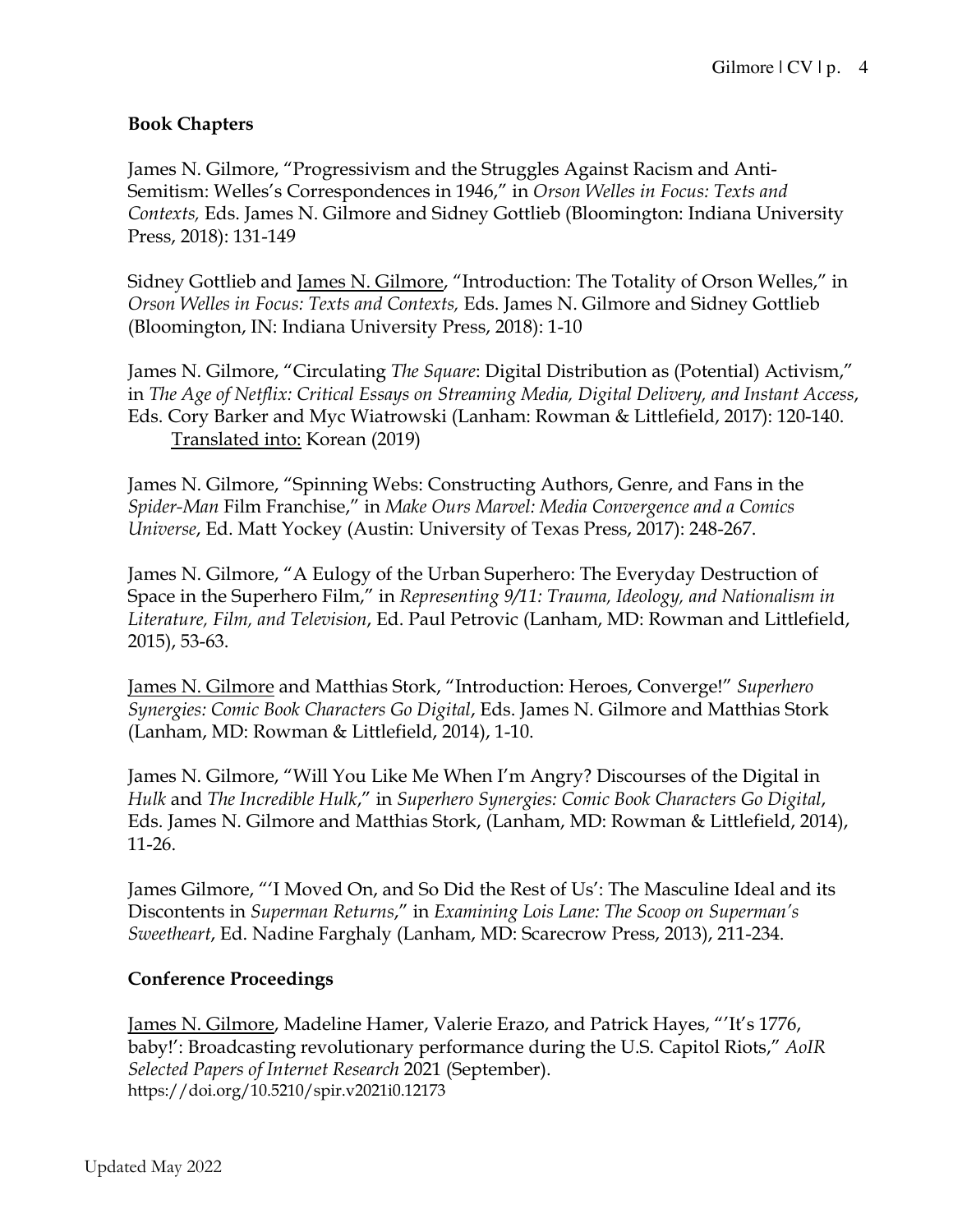### Book Chapters

James N. Gilmore, "Progressivism and the Struggles Against Racism and Anti-Semitism: Welles's Correspondences in 1946," in *Orson Welles in Focus: Texts and Contexts,* Eds. James N. Gilmore and Sidney Gottlieb (Bloomington: Indiana University Press, 2018): 131-149

Sidney Gottlieb and <u>James N. Gilmore</u>, "Introduction: The Totality of Orson Welles," in *Orson Welles in Focus: Texts and Contexts,* Eds. James N. Gilmore and Sidney Gottlieb (Bloomington, IN: Indiana University Press, 2018): 1-10

James N. Gilmore, "Circulating *The Square*: Digital Distribution as (Potential) Activism," in *The Age of Netflix: Critical Essays on Streaming Media, Digital Delivery, and Instant Access*, Eds. Cory Barker and Myc Wiatrowski (Lanham: Rowman & Littlefield, 2017): 120-140.
    <u>Translated into:</u> Korean (2019)

James N. Gilmore, "Spinning Webs: Constructing Authors, Genre, and Fans in the *Spider-Man* Film Franchise," in *Make Ours Marvel: Media Convergence and a Comics Universe*, Ed. Matt Yockey (Austin: University of Texas Press, 2017): 248-267.

James N. Gilmore, "A Eulogy of the Urban Superhero: The Everyday Destruction of Space in the Superhero Film," in *Representing 9/11: Trauma, Ideology, and Nationalism in Literature, Film, and Television*, Ed. Paul Petrovic (Lanham, MD: Rowman and Littlefield, 2015), 53-63.

<u>James N. Gilmore</u> and Matthias Stork, "Introduction: Heroes, Converge!" *Superhero Synergies: Comic Book Characters Go Digital*, Eds. James N. Gilmore and Matthias Stork (Lanham, MD: Rowman & Littlefield, 2014), 1-10.

James N. Gilmore, "Will You Like Me When I'm Angry? Discourses of the Digital in *Hulk* and *The Incredible Hulk*," in *Superhero Synergies: Comic Book Characters Go Digital*, Eds. James N. Gilmore and Matthias Stork, (Lanham, MD: Rowman & Littlefield, 2014), 11-26.

James Gilmore, "'I Moved On, and So Did the Rest of Us': The Masculine Ideal and its Discontents in *Superman Returns*," in *Examining Lois Lane: The Scoop on Superman's Sweetheart*, Ed. Nadine Farghaly (Lanham, MD: Scarecrow Press, 2013), 211-234.

### Conference Proceedings

<u>James N. Gilmore</u>, Madeline Hamer, Valerie Erazo, and Patrick Hayes, "'It's 1776, baby!': Broadcasting revolutionary performance during the U.S. Capitol Riots," *AoIR Selected Papers of Internet Research* 2021 (September).
https://doi.org/10.5210/spir.v2021i0.12173

Updated May 2022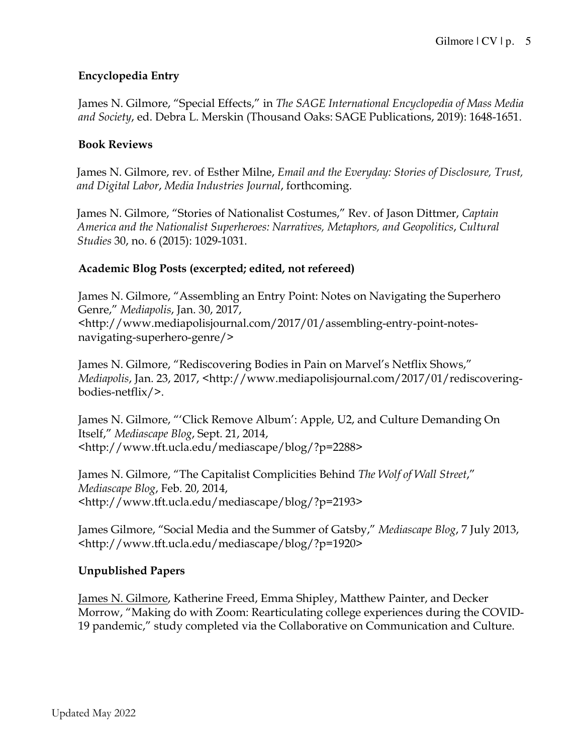### Encyclopedia Entry

James N. Gilmore, "Special Effects," in *The SAGE International Encyclopedia of Mass Media and Society*, ed. Debra L. Merskin (Thousand Oaks: SAGE Publications, 2019): 1648-1651.

### Book Reviews

James N. Gilmore, rev. of Esther Milne, *Email and the Everyday: Stories of Disclosure, Trust, and Digital Labor*, *Media Industries Journal*, forthcoming.

James N. Gilmore, "Stories of Nationalist Costumes," Rev. of Jason Dittmer, *Captain America and the Nationalist Superheroes: Narratives, Metaphors, and Geopolitics*, *Cultural Studies* 30, no. 6 (2015): 1029-1031.

### Academic Blog Posts (excerpted; edited, not refereed)

James N. Gilmore, "Assembling an Entry Point: Notes on Navigating the Superhero Genre," *Mediapolis*, Jan. 30, 2017, <http://www.mediapolisjournal.com/2017/01/assembling-entry-point-notes-navigating-superhero-genre/>

James N. Gilmore, "Rediscovering Bodies in Pain on Marvel's Netflix Shows," *Mediapolis*, Jan. 23, 2017, <http://www.mediapolisjournal.com/2017/01/rediscovering-bodies-netflix/>.

James N. Gilmore, "'Click Remove Album': Apple, U2, and Culture Demanding On Itself," *Mediascape Blog*, Sept. 21, 2014, <http://www.tft.ucla.edu/mediascape/blog/?p=2288>

James N. Gilmore, "The Capitalist Complicities Behind *The Wolf of Wall Street*," *Mediascape Blog*, Feb. 20, 2014, <http://www.tft.ucla.edu/mediascape/blog/?p=2193>

James Gilmore, "Social Media and the Summer of Gatsby," *Mediascape Blog*, 7 July 2013, <http://www.tft.ucla.edu/mediascape/blog/?p=1920>

### Unpublished Papers

<u>James N. Gilmore</u>, Katherine Freed, Emma Shipley, Matthew Painter, and Decker Morrow, "Making do with Zoom: Rearticulating college experiences during the COVID-19 pandemic," study completed via the Collaborative on Communication and Culture.

Updated May 2022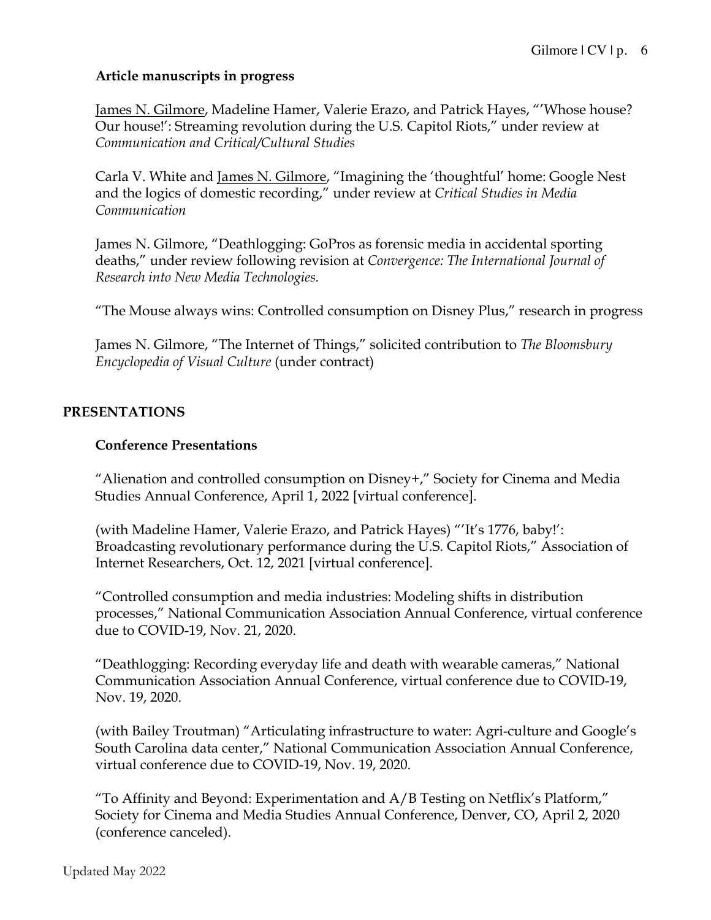### Article manuscripts in progress

<u>James N. Gilmore</u>, Madeline Hamer, Valerie Erazo, and Patrick Hayes, "'Whose house? Our house!': Streaming revolution during the U.S. Capitol Riots," under review at *Communication and Critical/Cultural Studies*

Carla V. White and <u>James N. Gilmore</u>, "Imagining the 'thoughtful' home: Google Nest and the logics of domestic recording," under review at *Critical Studies in Media Communication*

James N. Gilmore, "Deathlogging: GoPros as forensic media in accidental sporting deaths," under review following revision at *Convergence: The International Journal of Research into New Media Technologies.*

"The Mouse always wins: Controlled consumption on Disney Plus," research in progress

James N. Gilmore, "The Internet of Things," solicited contribution to *The Bloomsbury Encyclopedia of Visual Culture* (under contract)

## PRESENTATIONS

### Conference Presentations

"Alienation and controlled consumption on Disney+," Society for Cinema and Media Studies Annual Conference, April 1, 2022 [virtual conference].

(with Madeline Hamer, Valerie Erazo, and Patrick Hayes) "'It's 1776, baby!': Broadcasting revolutionary performance during the U.S. Capitol Riots," Association of Internet Researchers, Oct. 12, 2021 [virtual conference].

"Controlled consumption and media industries: Modeling shifts in distribution processes," National Communication Association Annual Conference, virtual conference due to COVID-19, Nov. 21, 2020.

"Deathlogging: Recording everyday life and death with wearable cameras," National Communication Association Annual Conference, virtual conference due to COVID-19, Nov. 19, 2020.

(with Bailey Troutman) "Articulating infrastructure to water: Agri-culture and Google's South Carolina data center," National Communication Association Annual Conference, virtual conference due to COVID-19, Nov. 19, 2020.

"To Affinity and Beyond: Experimentation and A/B Testing on Netflix's Platform," Society for Cinema and Media Studies Annual Conference, Denver, CO, April 2, 2020 (conference canceled).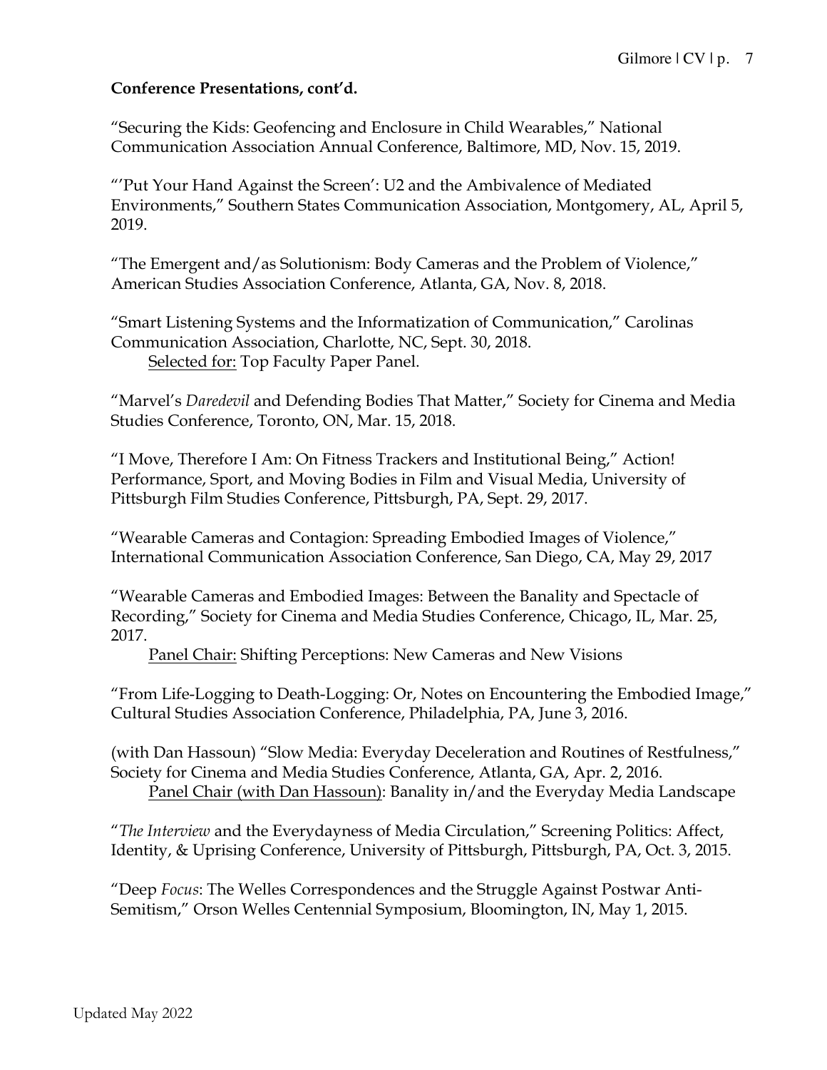**Conference Presentations, cont'd.**

"Securing the Kids: Geofencing and Enclosure in Child Wearables," National Communication Association Annual Conference, Baltimore, MD, Nov. 15, 2019.

"'Put Your Hand Against the Screen': U2 and the Ambivalence of Mediated Environments," Southern States Communication Association, Montgomery, AL, April 5, 2019.

"The Emergent and/as Solutionism: Body Cameras and the Problem of Violence," American Studies Association Conference, Atlanta, GA, Nov. 8, 2018.

"Smart Listening Systems and the Informatization of Communication," Carolinas Communication Association, Charlotte, NC, Sept. 30, 2018.
  Selected for: Top Faculty Paper Panel.

"Marvel's *Daredevil* and Defending Bodies That Matter," Society for Cinema and Media Studies Conference, Toronto, ON, Mar. 15, 2018.

"I Move, Therefore I Am: On Fitness Trackers and Institutional Being," Action! Performance, Sport, and Moving Bodies in Film and Visual Media, University of Pittsburgh Film Studies Conference, Pittsburgh, PA, Sept. 29, 2017.

"Wearable Cameras and Contagion: Spreading Embodied Images of Violence," International Communication Association Conference, San Diego, CA, May 29, 2017

"Wearable Cameras and Embodied Images: Between the Banality and Spectacle of Recording," Society for Cinema and Media Studies Conference, Chicago, IL, Mar. 25, 2017.
  Panel Chair: Shifting Perceptions: New Cameras and New Visions

"From Life-Logging to Death-Logging: Or, Notes on Encountering the Embodied Image," Cultural Studies Association Conference, Philadelphia, PA, June 3, 2016.

(with Dan Hassoun) "Slow Media: Everyday Deceleration and Routines of Restfulness," Society for Cinema and Media Studies Conference, Atlanta, GA, Apr. 2, 2016.
  Panel Chair (with Dan Hassoun): Banality in/and the Everyday Media Landscape

"*The Interview* and the Everydayness of Media Circulation," Screening Politics: Affect, Identity, & Uprising Conference, University of Pittsburgh, Pittsburgh, PA, Oct. 3, 2015.

"Deep *Focus*: The Welles Correspondences and the Struggle Against Postwar Anti-Semitism," Orson Welles Centennial Symposium, Bloomington, IN, May 1, 2015.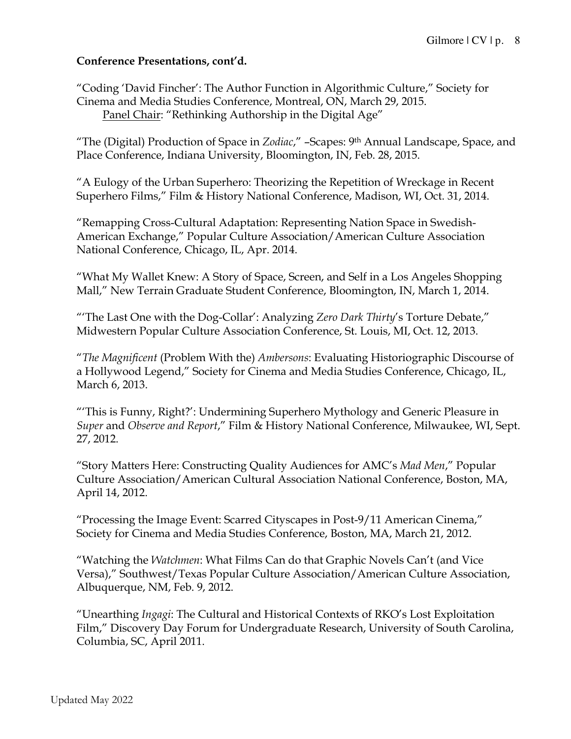**Conference Presentations, cont'd.**

"Coding 'David Fincher': The Author Function in Algorithmic Culture," Society for Cinema and Media Studies Conference, Montreal, ON, March 29, 2015.
    Panel Chair: "Rethinking Authorship in the Digital Age"

"The (Digital) Production of Space in *Zodiac*," –Scapes: 9th Annual Landscape, Space, and Place Conference, Indiana University, Bloomington, IN, Feb. 28, 2015.

"A Eulogy of the Urban Superhero: Theorizing the Repetition of Wreckage in Recent Superhero Films," Film & History National Conference, Madison, WI, Oct. 31, 2014.

"Remapping Cross-Cultural Adaptation: Representing Nation Space in Swedish-American Exchange," Popular Culture Association/American Culture Association National Conference, Chicago, IL, Apr. 2014.

"What My Wallet Knew: A Story of Space, Screen, and Self in a Los Angeles Shopping Mall," New Terrain Graduate Student Conference, Bloomington, IN, March 1, 2014.

"'The Last One with the Dog-Collar': Analyzing *Zero Dark Thirty*'s Torture Debate," Midwestern Popular Culture Association Conference, St. Louis, MI, Oct. 12, 2013.

"*The Magnificent* (Problem With the) *Ambersons*: Evaluating Historiographic Discourse of a Hollywood Legend," Society for Cinema and Media Studies Conference, Chicago, IL, March 6, 2013.

"'This is Funny, Right?': Undermining Superhero Mythology and Generic Pleasure in *Super* and *Observe and Report*," Film & History National Conference, Milwaukee, WI, Sept. 27, 2012.

"Story Matters Here: Constructing Quality Audiences for AMC's *Mad Men*," Popular Culture Association/American Cultural Association National Conference, Boston, MA, April 14, 2012.

"Processing the Image Event: Scarred Cityscapes in Post-9/11 American Cinema," Society for Cinema and Media Studies Conference, Boston, MA, March 21, 2012.

"Watching the *Watchmen*: What Films Can do that Graphic Novels Can't (and Vice Versa)," Southwest/Texas Popular Culture Association/American Culture Association, Albuquerque, NM, Feb. 9, 2012.

"Unearthing *Ingagi*: The Cultural and Historical Contexts of RKO's Lost Exploitation Film," Discovery Day Forum for Undergraduate Research, University of South Carolina, Columbia, SC, April 2011.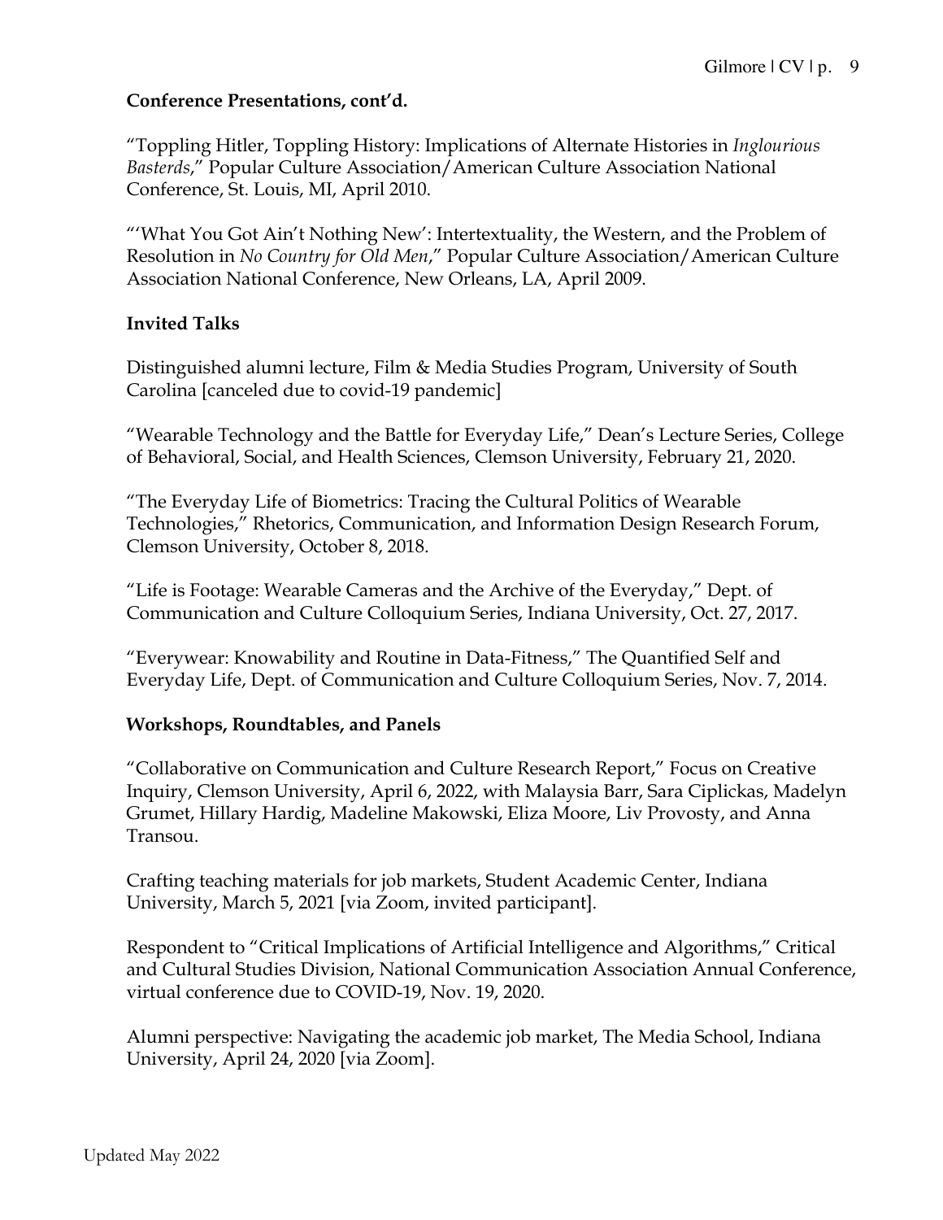**Conference Presentations, cont'd.**

"Toppling Hitler, Toppling History: Implications of Alternate Histories in *Inglourious Basterds*," Popular Culture Association/American Culture Association National Conference, St. Louis, MI, April 2010.

"'What You Got Ain't Nothing New': Intertextuality, the Western, and the Problem of Resolution in *No Country for Old Men*," Popular Culture Association/American Culture Association National Conference, New Orleans, LA, April 2009.

**Invited Talks**

Distinguished alumni lecture, Film & Media Studies Program, University of South Carolina [canceled due to covid-19 pandemic]

"Wearable Technology and the Battle for Everyday Life," Dean's Lecture Series, College of Behavioral, Social, and Health Sciences, Clemson University, February 21, 2020.

"The Everyday Life of Biometrics: Tracing the Cultural Politics of Wearable Technologies," Rhetorics, Communication, and Information Design Research Forum, Clemson University, October 8, 2018.

"Life is Footage: Wearable Cameras and the Archive of the Everyday," Dept. of Communication and Culture Colloquium Series, Indiana University, Oct. 27, 2017.

"Everywear: Knowability and Routine in Data-Fitness," The Quantified Self and Everyday Life, Dept. of Communication and Culture Colloquium Series, Nov. 7, 2014.

**Workshops, Roundtables, and Panels**

"Collaborative on Communication and Culture Research Report," Focus on Creative Inquiry, Clemson University, April 6, 2022, with Malaysia Barr, Sara Ciplickas, Madelyn Grumet, Hillary Hardig, Madeline Makowski, Eliza Moore, Liv Provosty, and Anna Transou.

Crafting teaching materials for job markets, Student Academic Center, Indiana University, March 5, 2021 [via Zoom, invited participant].

Respondent to "Critical Implications of Artificial Intelligence and Algorithms," Critical and Cultural Studies Division, National Communication Association Annual Conference, virtual conference due to COVID-19, Nov. 19, 2020.

Alumni perspective: Navigating the academic job market, The Media School, Indiana University, April 24, 2020 [via Zoom].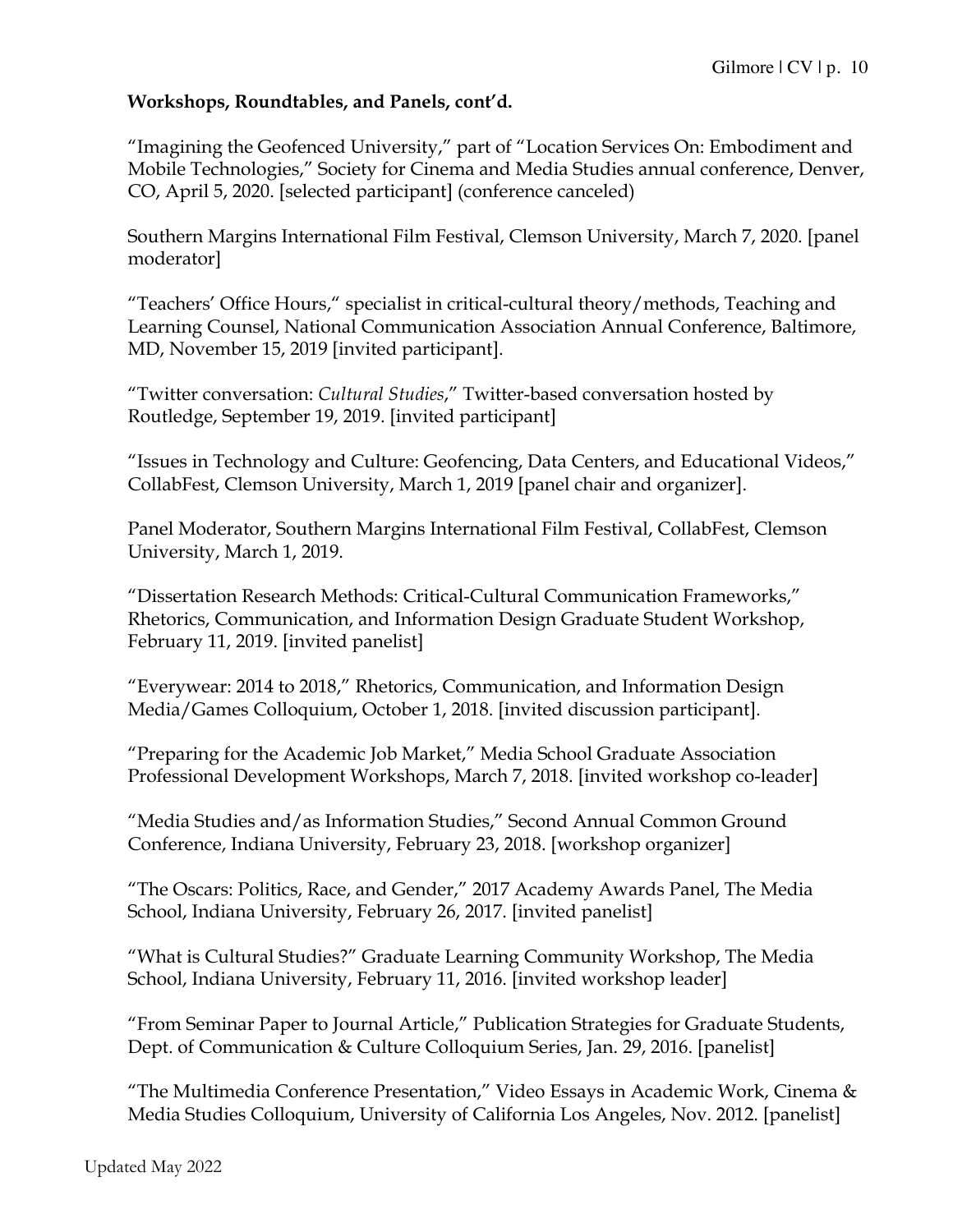**Workshops, Roundtables, and Panels, cont'd.**

"Imagining the Geofenced University," part of "Location Services On: Embodiment and Mobile Technologies," Society for Cinema and Media Studies annual conference, Denver, CO, April 5, 2020. [selected participant] (conference canceled)

Southern Margins International Film Festival, Clemson University, March 7, 2020. [panel moderator]

"Teachers' Office Hours," specialist in critical-cultural theory/methods, Teaching and Learning Counsel, National Communication Association Annual Conference, Baltimore, MD, November 15, 2019 [invited participant].

"Twitter conversation: *Cultural Studies*," Twitter-based conversation hosted by Routledge, September 19, 2019. [invited participant]

"Issues in Technology and Culture: Geofencing, Data Centers, and Educational Videos," CollabFest, Clemson University, March 1, 2019 [panel chair and organizer].

Panel Moderator, Southern Margins International Film Festival, CollabFest, Clemson University, March 1, 2019.

"Dissertation Research Methods: Critical-Cultural Communication Frameworks," Rhetorics, Communication, and Information Design Graduate Student Workshop, February 11, 2019. [invited panelist]

"Everywear: 2014 to 2018," Rhetorics, Communication, and Information Design Media/Games Colloquium, October 1, 2018. [invited discussion participant].

"Preparing for the Academic Job Market," Media School Graduate Association Professional Development Workshops, March 7, 2018. [invited workshop co-leader]

"Media Studies and/as Information Studies," Second Annual Common Ground Conference, Indiana University, February 23, 2018. [workshop organizer]

"The Oscars: Politics, Race, and Gender," 2017 Academy Awards Panel, The Media School, Indiana University, February 26, 2017. [invited panelist]

"What is Cultural Studies?" Graduate Learning Community Workshop, The Media School, Indiana University, February 11, 2016. [invited workshop leader]

"From Seminar Paper to Journal Article," Publication Strategies for Graduate Students, Dept. of Communication & Culture Colloquium Series, Jan. 29, 2016. [panelist]

"The Multimedia Conference Presentation," Video Essays in Academic Work, Cinema & Media Studies Colloquium, University of California Los Angeles, Nov. 2012. [panelist]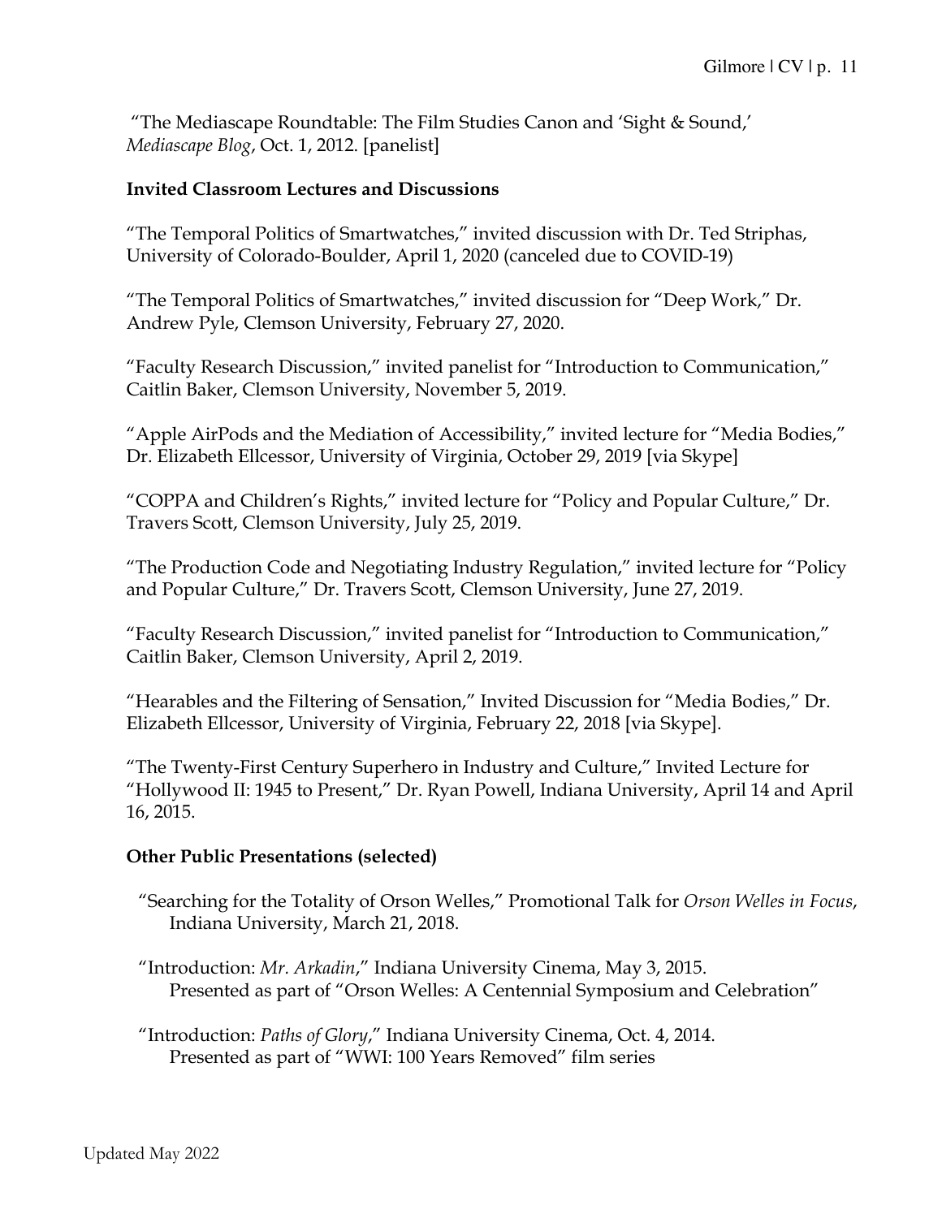"The Mediascape Roundtable: The Film Studies Canon and 'Sight & Sound,' *Mediascape Blog*, Oct. 1, 2012. [panelist]

**Invited Classroom Lectures and Discussions**

"The Temporal Politics of Smartwatches," invited discussion with Dr. Ted Striphas, University of Colorado-Boulder, April 1, 2020 (canceled due to COVID-19)

"The Temporal Politics of Smartwatches," invited discussion for "Deep Work," Dr. Andrew Pyle, Clemson University, February 27, 2020.

"Faculty Research Discussion," invited panelist for "Introduction to Communication," Caitlin Baker, Clemson University, November 5, 2019.

"Apple AirPods and the Mediation of Accessibility," invited lecture for "Media Bodies," Dr. Elizabeth Ellcessor, University of Virginia, October 29, 2019 [via Skype]

"COPPA and Children's Rights," invited lecture for "Policy and Popular Culture," Dr. Travers Scott, Clemson University, July 25, 2019.

"The Production Code and Negotiating Industry Regulation," invited lecture for "Policy and Popular Culture," Dr. Travers Scott, Clemson University, June 27, 2019.

"Faculty Research Discussion," invited panelist for "Introduction to Communication," Caitlin Baker, Clemson University, April 2, 2019.

"Hearables and the Filtering of Sensation," Invited Discussion for "Media Bodies," Dr. Elizabeth Ellcessor, University of Virginia, February 22, 2018 [via Skype].

"The Twenty-First Century Superhero in Industry and Culture," Invited Lecture for "Hollywood II: 1945 to Present," Dr. Ryan Powell, Indiana University, April 14 and April 16, 2015.

**Other Public Presentations (selected)**

"Searching for the Totality of Orson Welles," Promotional Talk for *Orson Welles in Focus*, Indiana University, March 21, 2018.

"Introduction: *Mr. Arkadin*," Indiana University Cinema, May 3, 2015.
Presented as part of "Orson Welles: A Centennial Symposium and Celebration"

"Introduction: *Paths of Glory*," Indiana University Cinema, Oct. 4, 2014.
Presented as part of "WWI: 100 Years Removed" film series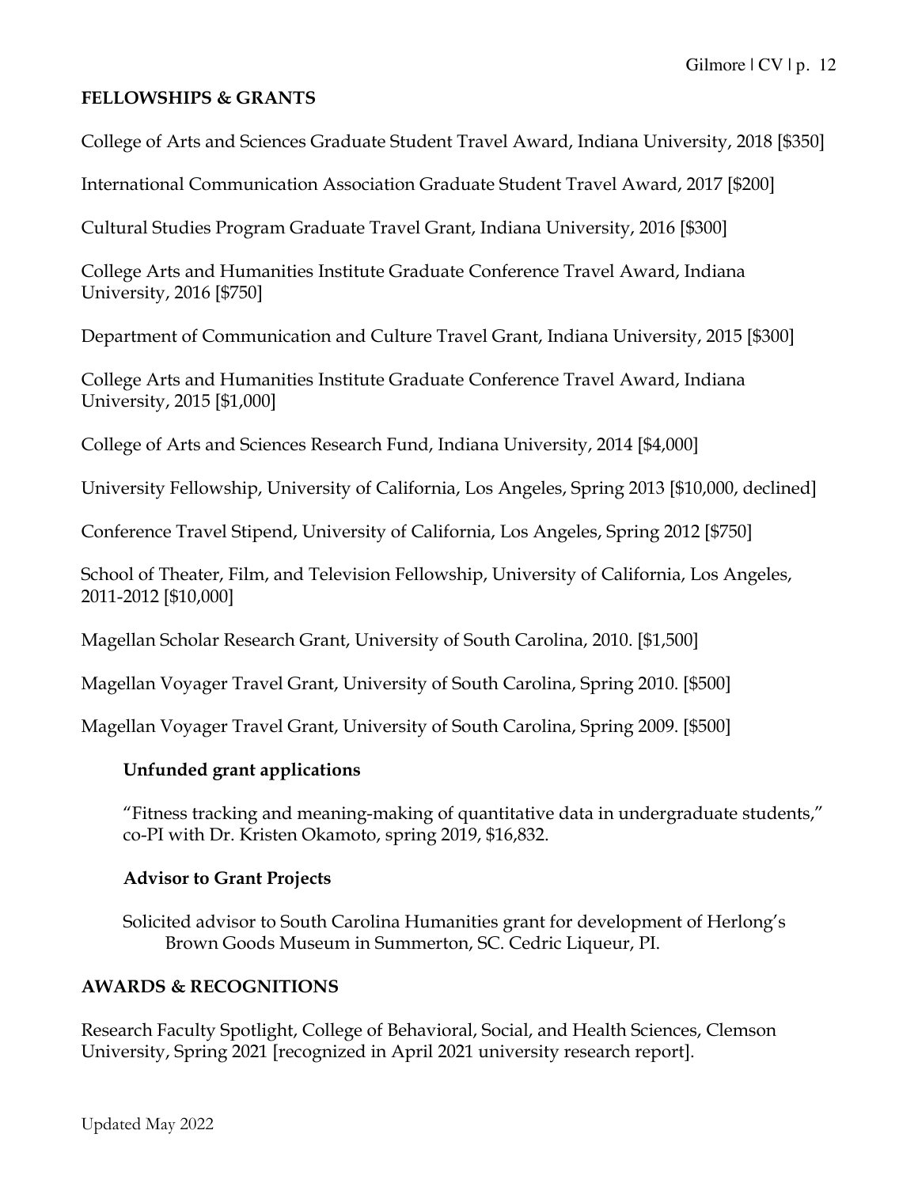## FELLOWSHIPS & GRANTS

College of Arts and Sciences Graduate Student Travel Award, Indiana University, 2018 [$350]

International Communication Association Graduate Student Travel Award, 2017 [$200]

Cultural Studies Program Graduate Travel Grant, Indiana University, 2016 [$300]

College Arts and Humanities Institute Graduate Conference Travel Award, Indiana University, 2016 [$750]

Department of Communication and Culture Travel Grant, Indiana University, 2015 [$300]

College Arts and Humanities Institute Graduate Conference Travel Award, Indiana University, 2015 [$1,000]

College of Arts and Sciences Research Fund, Indiana University, 2014 [$4,000]

University Fellowship, University of California, Los Angeles, Spring 2013 [$10,000, declined]

Conference Travel Stipend, University of California, Los Angeles, Spring 2012 [$750]

School of Theater, Film, and Television Fellowship, University of California, Los Angeles, 2011-2012 [$10,000]

Magellan Scholar Research Grant, University of South Carolina, 2010. [$1,500]

Magellan Voyager Travel Grant, University of South Carolina, Spring 2010. [$500]

Magellan Voyager Travel Grant, University of South Carolina, Spring 2009. [$500]

### Unfunded grant applications

"Fitness tracking and meaning-making of quantitative data in undergraduate students," co-PI with Dr. Kristen Okamoto, spring 2019, $16,832.

### Advisor to Grant Projects

Solicited advisor to South Carolina Humanities grant for development of Herlong's Brown Goods Museum in Summerton, SC. Cedric Liqueur, PI.

## AWARDS & RECOGNITIONS

Research Faculty Spotlight, College of Behavioral, Social, and Health Sciences, Clemson University, Spring 2021 [recognized in April 2021 university research report].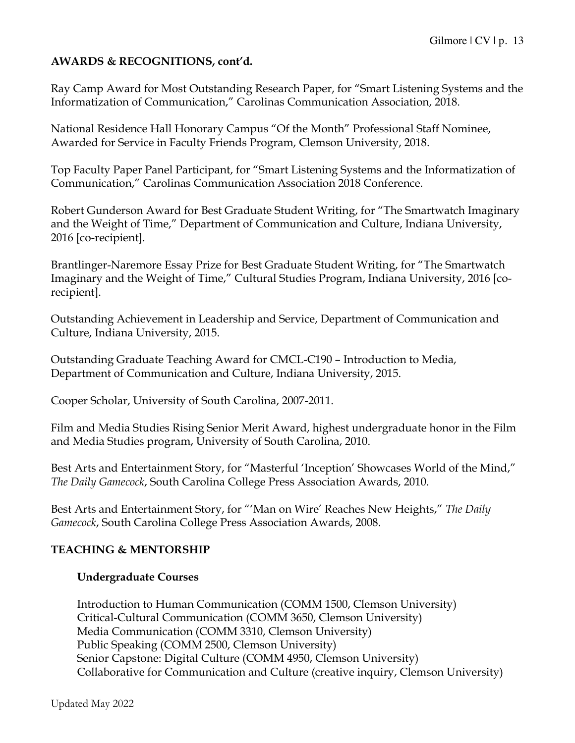**AWARDS & RECOGNITIONS, cont'd.**

Ray Camp Award for Most Outstanding Research Paper, for "Smart Listening Systems and the Informatization of Communication," Carolinas Communication Association, 2018.

National Residence Hall Honorary Campus "Of the Month" Professional Staff Nominee, Awarded for Service in Faculty Friends Program, Clemson University, 2018.

Top Faculty Paper Panel Participant, for "Smart Listening Systems and the Informatization of Communication," Carolinas Communication Association 2018 Conference.

Robert Gunderson Award for Best Graduate Student Writing, for "The Smartwatch Imaginary and the Weight of Time," Department of Communication and Culture, Indiana University, 2016 [co-recipient].

Brantlinger-Naremore Essay Prize for Best Graduate Student Writing, for "The Smartwatch Imaginary and the Weight of Time," Cultural Studies Program, Indiana University, 2016 [co-recipient].

Outstanding Achievement in Leadership and Service, Department of Communication and Culture, Indiana University, 2015.

Outstanding Graduate Teaching Award for CMCL-C190 – Introduction to Media, Department of Communication and Culture, Indiana University, 2015.

Cooper Scholar, University of South Carolina, 2007-2011.

Film and Media Studies Rising Senior Merit Award, highest undergraduate honor in the Film and Media Studies program, University of South Carolina, 2010.

Best Arts and Entertainment Story, for "Masterful 'Inception' Showcases World of the Mind," *The Daily Gamecock*, South Carolina College Press Association Awards, 2010.

Best Arts and Entertainment Story, for "'Man on Wire' Reaches New Heights," *The Daily Gamecock*, South Carolina College Press Association Awards, 2008.

**TEACHING & MENTORSHIP**

**Undergraduate Courses**

Introduction to Human Communication (COMM 1500, Clemson University)
Critical-Cultural Communication (COMM 3650, Clemson University)
Media Communication (COMM 3310, Clemson University)
Public Speaking (COMM 2500, Clemson University)
Senior Capstone: Digital Culture (COMM 4950, Clemson University)
Collaborative for Communication and Culture (creative inquiry, Clemson University)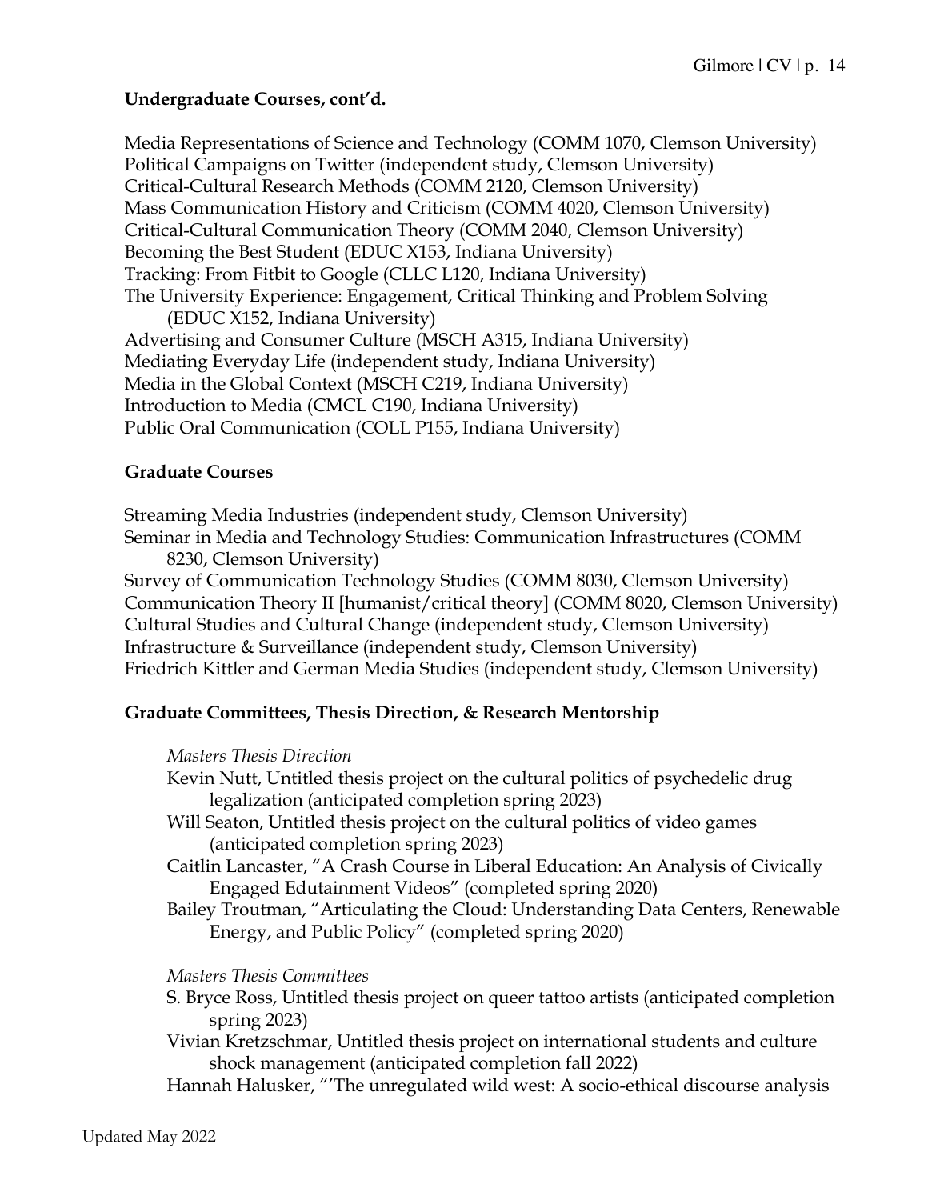**Undergraduate Courses, cont'd.**

Media Representations of Science and Technology (COMM 1070, Clemson University)
Political Campaigns on Twitter (independent study, Clemson University)
Critical-Cultural Research Methods (COMM 2120, Clemson University)
Mass Communication History and Criticism (COMM 4020, Clemson University)
Critical-Cultural Communication Theory (COMM 2040, Clemson University)
Becoming the Best Student (EDUC X153, Indiana University)
Tracking: From Fitbit to Google (CLLC L120, Indiana University)
The University Experience: Engagement, Critical Thinking and Problem Solving (EDUC X152, Indiana University)
Advertising and Consumer Culture (MSCH A315, Indiana University)
Mediating Everyday Life (independent study, Indiana University)
Media in the Global Context (MSCH C219, Indiana University)
Introduction to Media (CMCL C190, Indiana University)
Public Oral Communication (COLL P155, Indiana University)

**Graduate Courses**

Streaming Media Industries (independent study, Clemson University)
Seminar in Media and Technology Studies: Communication Infrastructures (COMM 8230, Clemson University)
Survey of Communication Technology Studies (COMM 8030, Clemson University)
Communication Theory II [humanist/critical theory] (COMM 8020, Clemson University)
Cultural Studies and Cultural Change (independent study, Clemson University)
Infrastructure & Surveillance (independent study, Clemson University)
Friedrich Kittler and German Media Studies (independent study, Clemson University)

**Graduate Committees, Thesis Direction, & Research Mentorship**

*Masters Thesis Direction*

Kevin Nutt, Untitled thesis project on the cultural politics of psychedelic drug legalization (anticipated completion spring 2023)
Will Seaton, Untitled thesis project on the cultural politics of video games (anticipated completion spring 2023)
Caitlin Lancaster, "A Crash Course in Liberal Education: An Analysis of Civically Engaged Edutainment Videos" (completed spring 2020)
Bailey Troutman, "Articulating the Cloud: Understanding Data Centers, Renewable Energy, and Public Policy" (completed spring 2020)

*Masters Thesis Committees*

S. Bryce Ross, Untitled thesis project on queer tattoo artists (anticipated completion spring 2023)
Vivian Kretzschmar, Untitled thesis project on international students and culture shock management (anticipated completion fall 2022)
Hannah Halusker, "'The unregulated wild west: A socio-ethical discourse analysis

Updated May 2022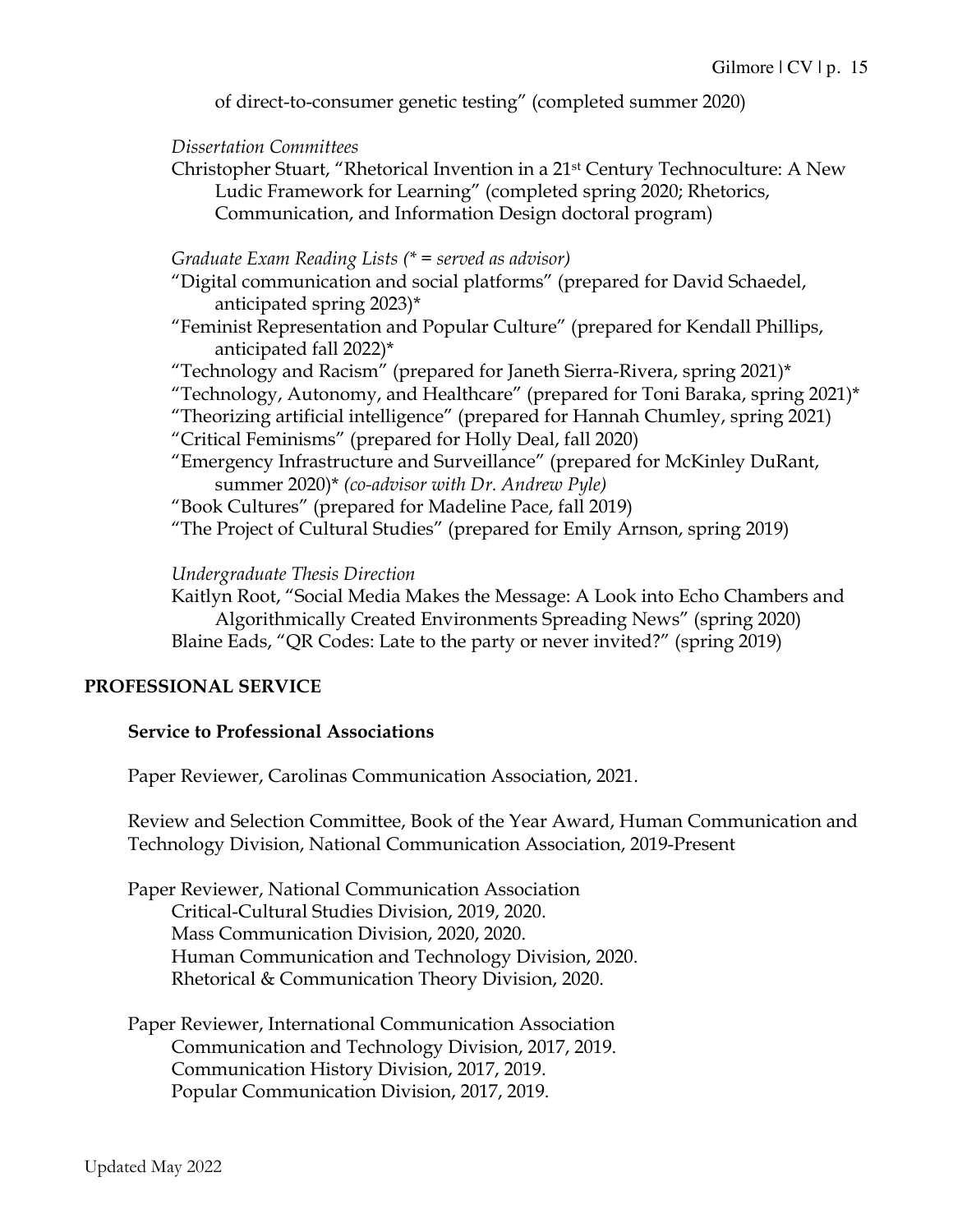of direct-to-consumer genetic testing" (completed summer 2020)

*Dissertation Committees*

Christopher Stuart, "Rhetorical Invention in a 21st Century Technoculture: A New Ludic Framework for Learning" (completed spring 2020; Rhetorics, Communication, and Information Design doctoral program)

*Graduate Exam Reading Lists (* = served as advisor)*

"Digital communication and social platforms" (prepared for David Schaedel, anticipated spring 2023)*

"Feminist Representation and Popular Culture" (prepared for Kendall Phillips, anticipated fall 2022)*

"Technology and Racism" (prepared for Janeth Sierra-Rivera, spring 2021)*

"Technology, Autonomy, and Healthcare" (prepared for Toni Baraka, spring 2021)*

"Theorizing artificial intelligence" (prepared for Hannah Chumley, spring 2021)

"Critical Feminisms" (prepared for Holly Deal, fall 2020)

"Emergency Infrastructure and Surveillance" (prepared for McKinley DuRant, summer 2020)* *(co-advisor with Dr. Andrew Pyle)*

"Book Cultures" (prepared for Madeline Pace, fall 2019)

"The Project of Cultural Studies" (prepared for Emily Arnson, spring 2019)

*Undergraduate Thesis Direction*

Kaitlyn Root, "Social Media Makes the Message: A Look into Echo Chambers and Algorithmically Created Environments Spreading News" (spring 2020)

Blaine Eads, "QR Codes: Late to the party or never invited?" (spring 2019)

## PROFESSIONAL SERVICE

### Service to Professional Associations

Paper Reviewer, Carolinas Communication Association, 2021.

Review and Selection Committee, Book of the Year Award, Human Communication and Technology Division, National Communication Association, 2019-Present

Paper Reviewer, National Communication Association
- Critical-Cultural Studies Division, 2019, 2020.
- Mass Communication Division, 2020, 2020.
- Human Communication and Technology Division, 2020.
- Rhetorical & Communication Theory Division, 2020.

Paper Reviewer, International Communication Association
- Communication and Technology Division, 2017, 2019.
- Communication History Division, 2017, 2019.
- Popular Communication Division, 2017, 2019.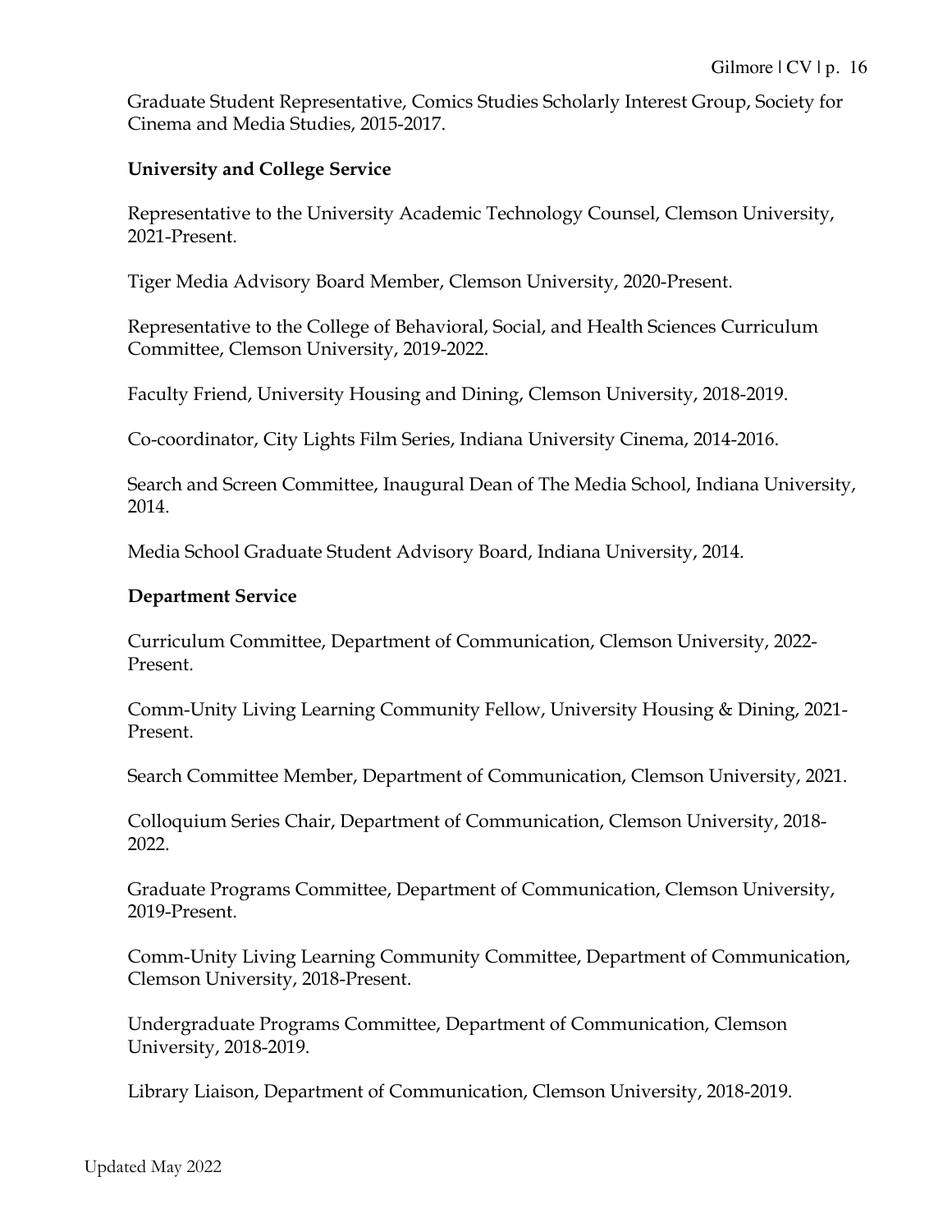Graduate Student Representative, Comics Studies Scholarly Interest Group, Society for Cinema and Media Studies, 2015-2017.

**University and College Service**

Representative to the University Academic Technology Counsel, Clemson University, 2021-Present.

Tiger Media Advisory Board Member, Clemson University, 2020-Present.

Representative to the College of Behavioral, Social, and Health Sciences Curriculum Committee, Clemson University, 2019-2022.

Faculty Friend, University Housing and Dining, Clemson University, 2018-2019.

Co-coordinator, City Lights Film Series, Indiana University Cinema, 2014-2016.

Search and Screen Committee, Inaugural Dean of The Media School, Indiana University, 2014.

Media School Graduate Student Advisory Board, Indiana University, 2014.

**Department Service**

Curriculum Committee, Department of Communication, Clemson University, 2022-Present.

Comm-Unity Living Learning Community Fellow, University Housing & Dining, 2021-Present.

Search Committee Member, Department of Communication, Clemson University, 2021.

Colloquium Series Chair, Department of Communication, Clemson University, 2018-2022.

Graduate Programs Committee, Department of Communication, Clemson University, 2019-Present.

Comm-Unity Living Learning Community Committee, Department of Communication, Clemson University, 2018-Present.

Undergraduate Programs Committee, Department of Communication, Clemson University, 2018-2019.

Library Liaison, Department of Communication, Clemson University, 2018-2019.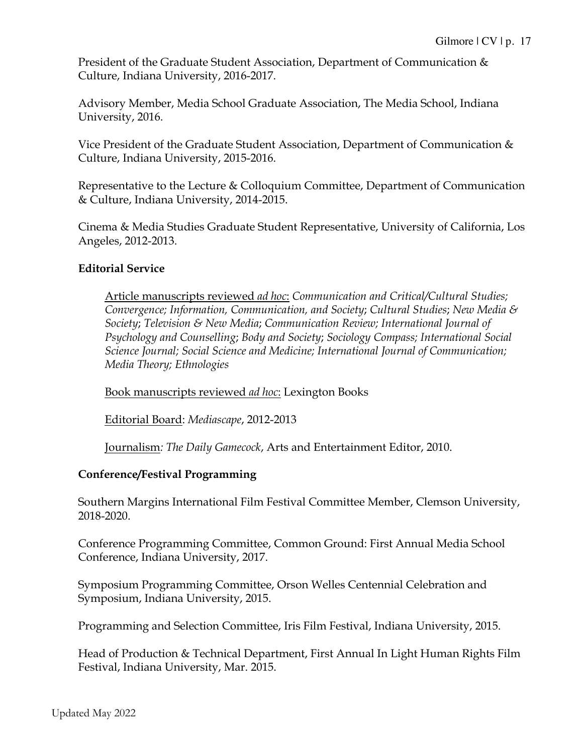President of the Graduate Student Association, Department of Communication & Culture, Indiana University, 2016-2017.

Advisory Member, Media School Graduate Association, The Media School, Indiana University, 2016.

Vice President of the Graduate Student Association, Department of Communication & Culture, Indiana University, 2015-2016.

Representative to the Lecture & Colloquium Committee, Department of Communication & Culture, Indiana University, 2014-2015.

Cinema & Media Studies Graduate Student Representative, University of California, Los Angeles, 2012-2013.

**Editorial Service**

Article manuscripts reviewed *ad hoc*: *Communication and Critical/Cultural Studies; Convergence; Information, Communication, and Society*; *Cultural Studies*; *New Media & Society*; *Television & New Media*; *Communication Review; International Journal of Psychology and Counselling*; *Body and Society*; *Sociology Compass; International Social Science Journal; Social Science and Medicine; International Journal of Communication; Media Theory; Ethnologies*

Book manuscripts reviewed *ad hoc*: Lexington Books

Editorial Board: *Mediascape*, 2012-2013

Journalism*: The Daily Gamecock*, Arts and Entertainment Editor, 2010.

**Conference/Festival Programming**

Southern Margins International Film Festival Committee Member, Clemson University, 2018-2020.

Conference Programming Committee, Common Ground: First Annual Media School Conference, Indiana University, 2017.

Symposium Programming Committee, Orson Welles Centennial Celebration and Symposium, Indiana University, 2015.

Programming and Selection Committee, Iris Film Festival, Indiana University, 2015.

Head of Production & Technical Department, First Annual In Light Human Rights Film Festival, Indiana University, Mar. 2015.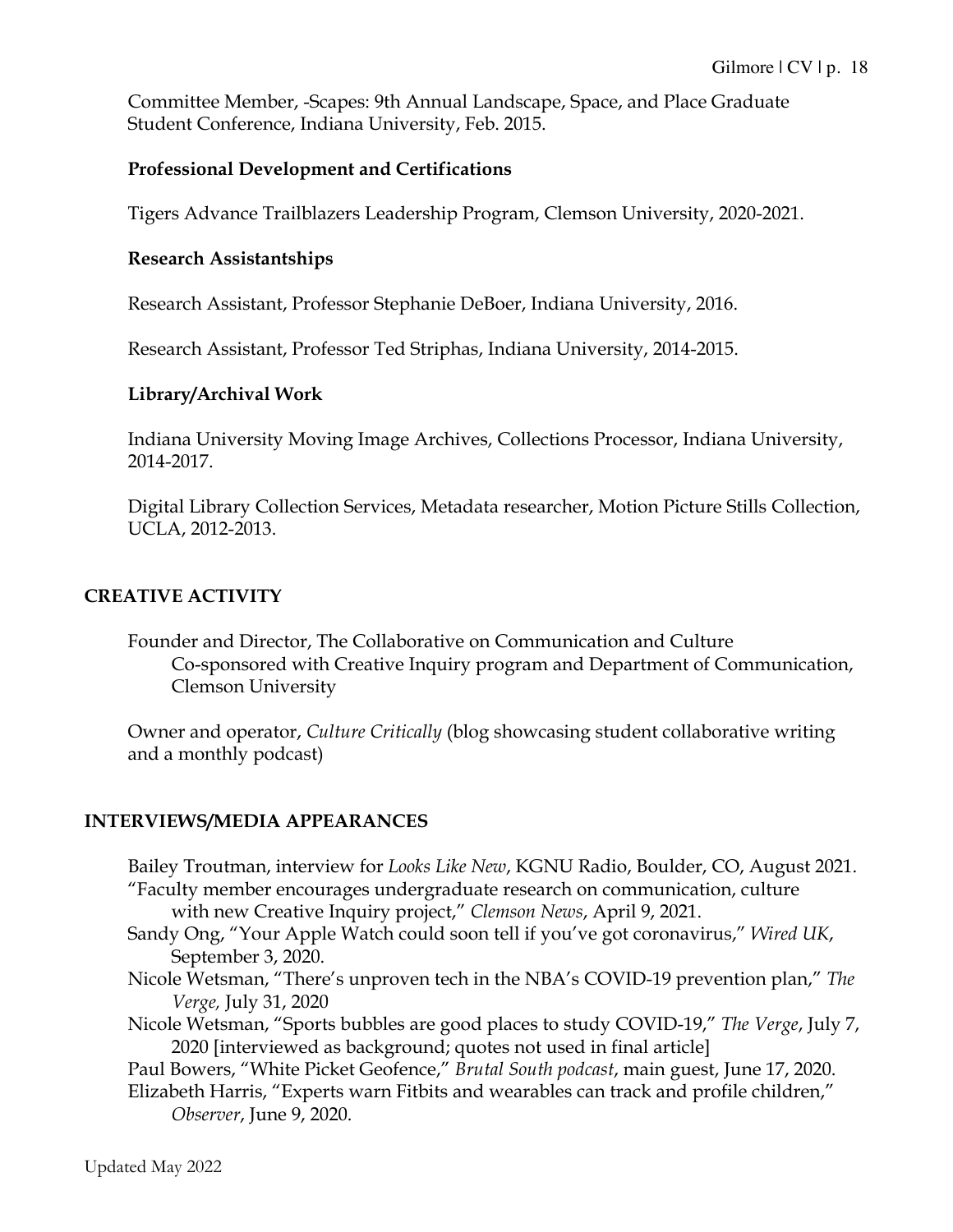Committee Member, -Scapes: 9th Annual Landscape, Space, and Place Graduate Student Conference, Indiana University, Feb. 2015.

### Professional Development and Certifications

Tigers Advance Trailblazers Leadership Program, Clemson University, 2020-2021.

### Research Assistantships

Research Assistant, Professor Stephanie DeBoer, Indiana University, 2016.

Research Assistant, Professor Ted Striphas, Indiana University, 2014-2015.

### Library/Archival Work

Indiana University Moving Image Archives, Collections Processor, Indiana University, 2014-2017.

Digital Library Collection Services, Metadata researcher, Motion Picture Stills Collection, UCLA, 2012-2013.

## CREATIVE ACTIVITY

Founder and Director, The Collaborative on Communication and Culture
Co-sponsored with Creative Inquiry program and Department of Communication, Clemson University

Owner and operator, *Culture Critically* (blog showcasing student collaborative writing and a monthly podcast)

## INTERVIEWS/MEDIA APPEARANCES

Bailey Troutman, interview for *Looks Like New*, KGNU Radio, Boulder, CO, August 2021.

"Faculty member encourages undergraduate research on communication, culture with new Creative Inquiry project," *Clemson News*, April 9, 2021.

Sandy Ong, "Your Apple Watch could soon tell if you've got coronavirus," *Wired UK*, September 3, 2020.

Nicole Wetsman, "There's unproven tech in the NBA's COVID-19 prevention plan," *The Verge,* July 31, 2020

Nicole Wetsman, "Sports bubbles are good places to study COVID-19," *The Verge*, July 7, 2020 [interviewed as background; quotes not used in final article]

Paul Bowers, "White Picket Geofence," *Brutal South podcast*, main guest, June 17, 2020.

Elizabeth Harris, "Experts warn Fitbits and wearables can track and profile children," *Observer*, June 9, 2020.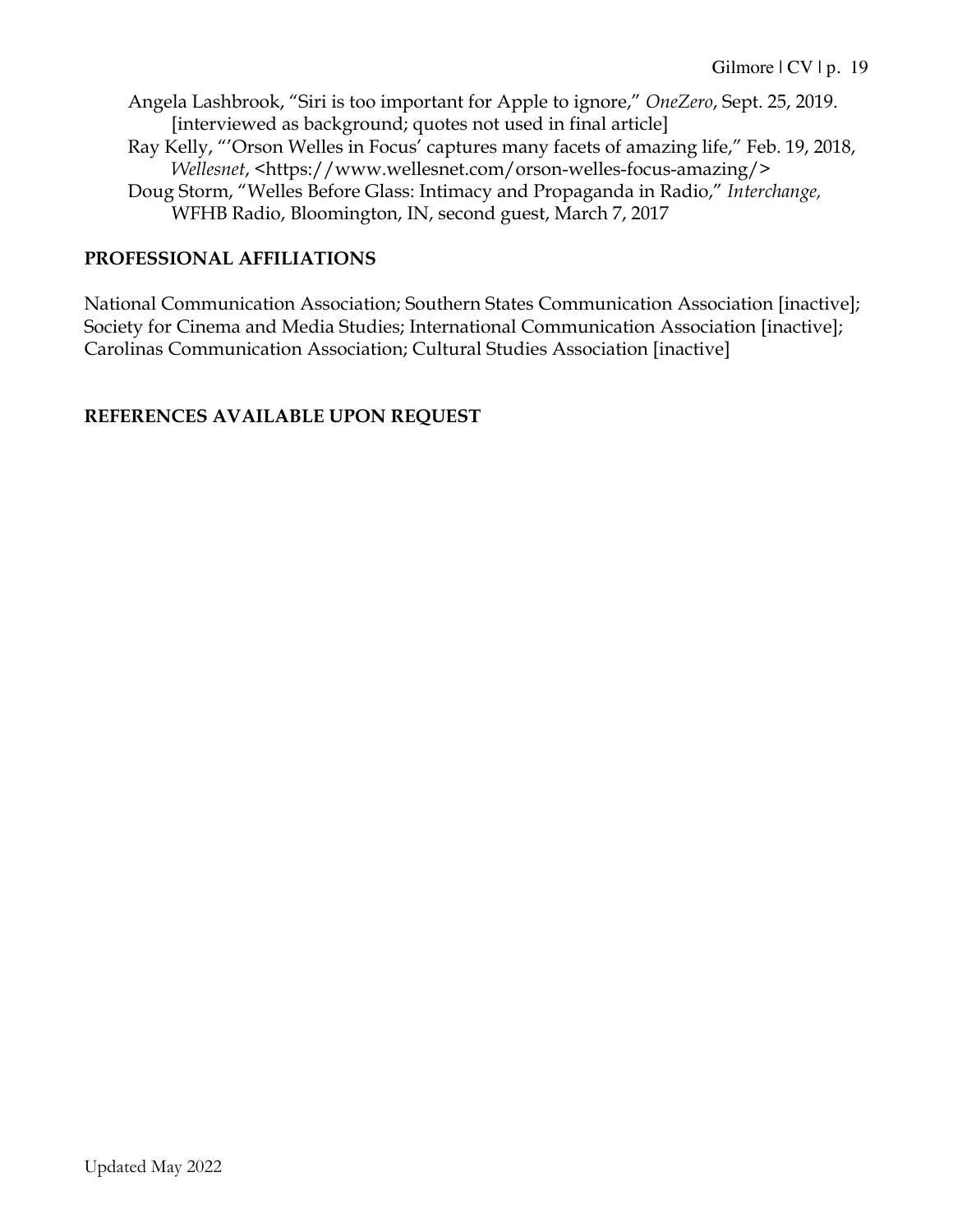Angela Lashbrook, "Siri is too important for Apple to ignore," *OneZero*, Sept. 25, 2019. [interviewed as background; quotes not used in final article]

Ray Kelly, "'Orson Welles in Focus' captures many facets of amazing life," Feb. 19, 2018, *Wellesnet*, <https://www.wellesnet.com/orson-welles-focus-amazing/>

Doug Storm, "Welles Before Glass: Intimacy and Propaganda in Radio," *Interchange,* WFHB Radio, Bloomington, IN, second guest, March 7, 2017

## PROFESSIONAL AFFILIATIONS

National Communication Association; Southern States Communication Association [inactive]; Society for Cinema and Media Studies; International Communication Association [inactive]; Carolinas Communication Association; Cultural Studies Association [inactive]

## REFERENCES AVAILABLE UPON REQUEST

Updated May 2022